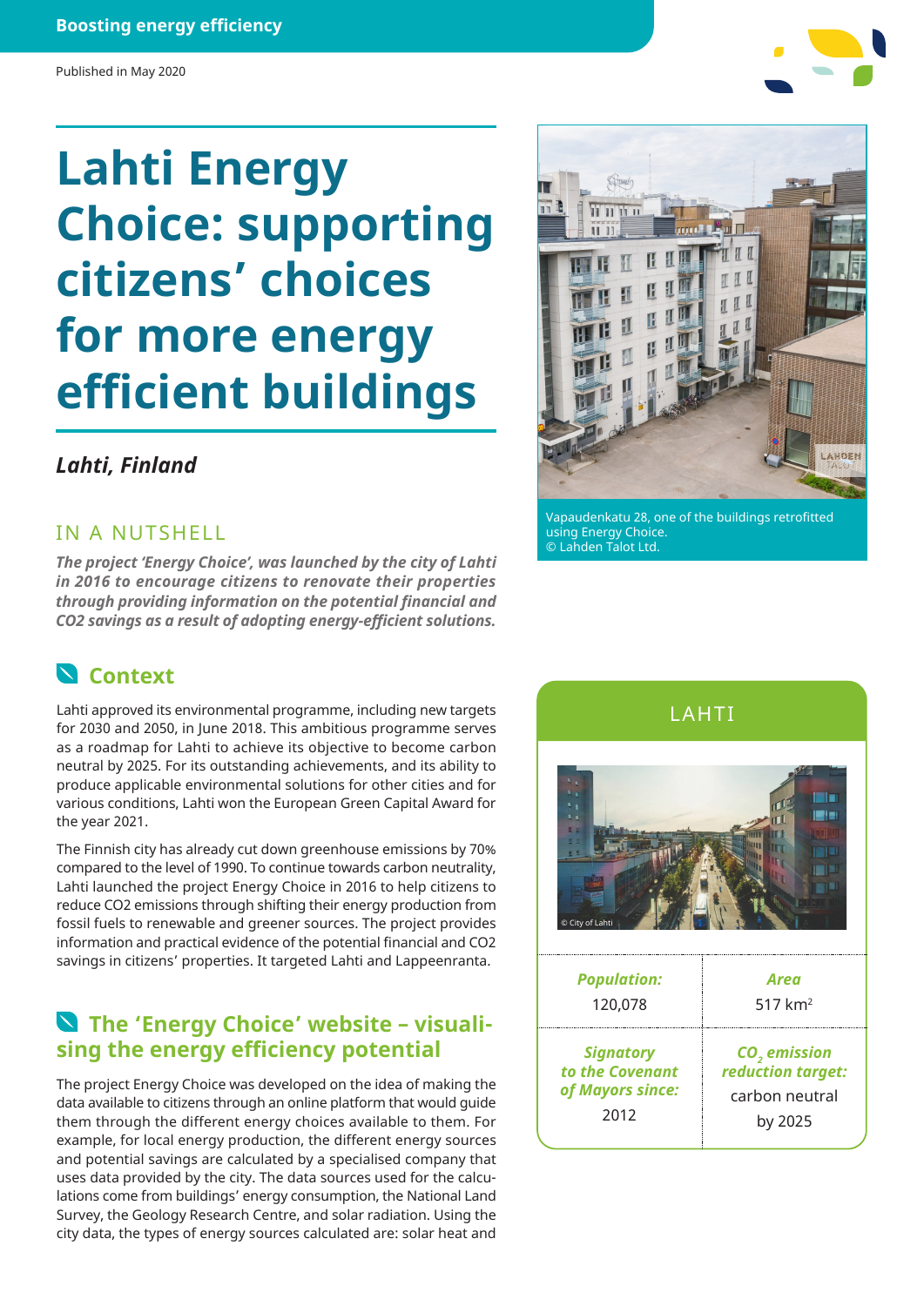Boosting energy efficiency

Published in May 2020

# Lahti Energy Choice: supporting citizens' choices for more energy efficient buildings

### *Lahti, Finland*

Vapaudenkatu 28, one of the buildings retrofitted using Energy Choice.
© Lahden Talot Ltd.

## IN A NUTSHELL

***The project 'Energy Choice', was launched by the city of Lahti in 2016 to encourage citizens to renovate their properties through providing information on the potential financial and CO2 savings as a result of adopting energy-efficient solutions.***

## Context

Lahti approved its environmental programme, including new targets for 2030 and 2050, in June 2018. This ambitious programme serves as a roadmap for Lahti to achieve its objective to become carbon neutral by 2025. For its outstanding achievements, and its ability to produce applicable environmental solutions for other cities and for various conditions, Lahti won the European Green Capital Award for the year 2021.

The Finnish city has already cut down greenhouse emissions by 70% compared to the level of 1990. To continue towards carbon neutrality, Lahti launched the project Energy Choice in 2016 to help citizens to reduce CO2 emissions through shifting their energy production from fossil fuels to renewable and greener sources. The project provides information and practical evidence of the potential financial and CO2 savings in citizens' properties. It targeted Lahti and Lappeenranta.

## The 'Energy Choice' website – visualising the energy efficiency potential

The project Energy Choice was developed on the idea of making the data available to citizens through an online platform that would guide them through the different energy choices available to them. For example, for local energy production, the different energy sources and potential savings are calculated by a specialised company that uses data provided by the city. The data sources used for the calculations come from buildings' energy consumption, the National Land Survey, the Geology Research Centre, and solar radiation. Using the city data, the types of energy sources calculated are: solar heat and

## LAHTI

© City of Lahti

| *Population:* | *Area* |
|---|---|
| 120,078 | 517 km² |
| ***Signatory to the Covenant of Mayors since:*** | ***$CO_2$ emission reduction target:*** |
| 2012 | carbon neutral by 2025 |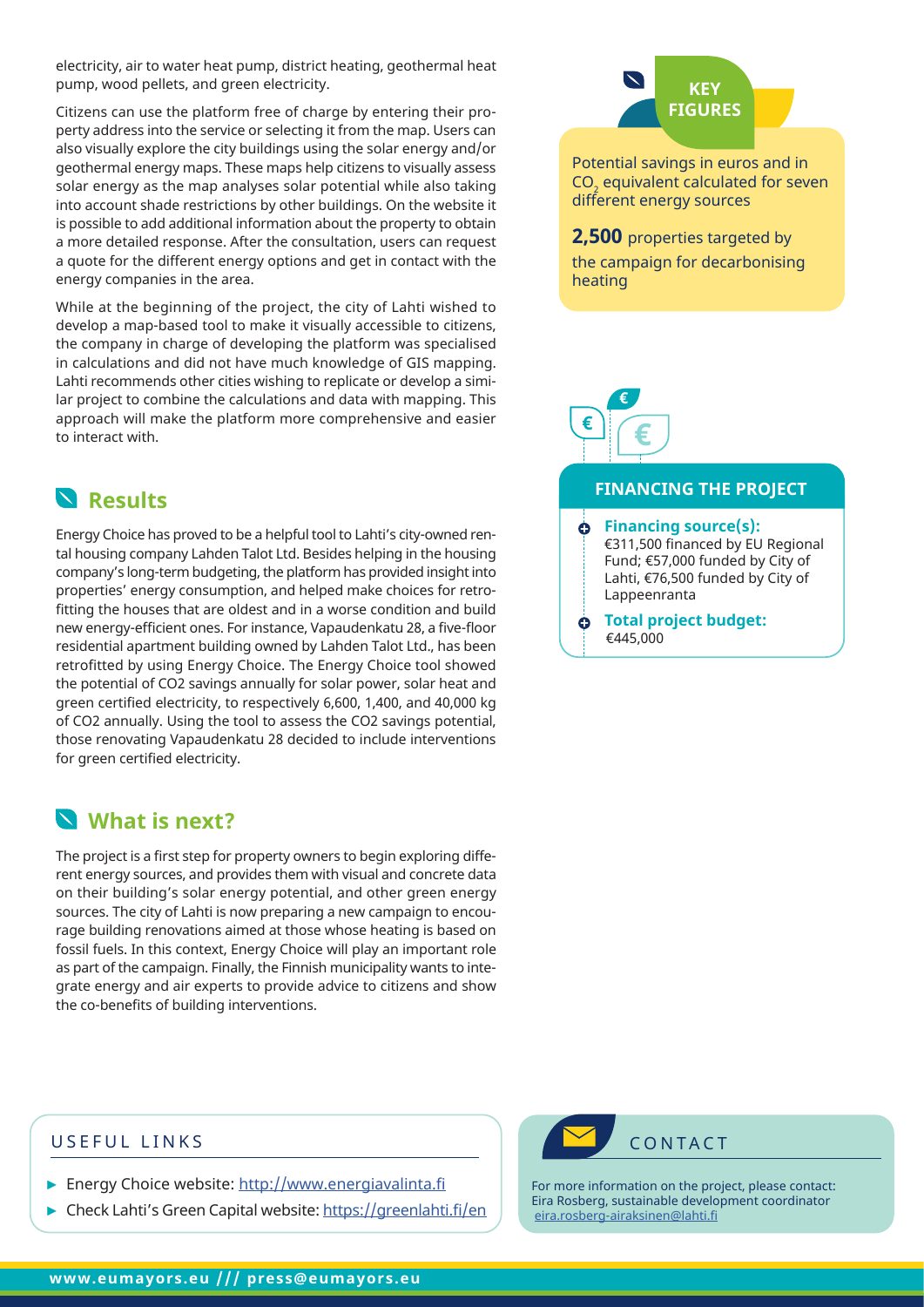electricity, air to water heat pump, district heating, geothermal heat pump, wood pellets, and green electricity.

Citizens can use the platform free of charge by entering their property address into the service or selecting it from the map. Users can also visually explore the city buildings using the solar energy and/or geothermal energy maps. These maps help citizens to visually assess solar energy as the map analyses solar potential while also taking into account shade restrictions by other buildings. On the website it is possible to add additional information about the property to obtain a more detailed response. After the consultation, users can request a quote for the different energy options and get in contact with the energy companies in the area.

While at the beginning of the project, the city of Lahti wished to develop a map-based tool to make it visually accessible to citizens, the company in charge of developing the platform was specialised in calculations and did not have much knowledge of GIS mapping. Lahti recommends other cities wishing to replicate or develop a similar project to combine the calculations and data with mapping. This approach will make the platform more comprehensive and easier to interact with.

## Results

Energy Choice has proved to be a helpful tool to Lahti's city-owned rental housing company Lahden Talot Ltd. Besides helping in the housing company's long-term budgeting, the platform has provided insight into properties' energy consumption, and helped make choices for retrofitting the houses that are oldest and in a worse condition and build new energy-efficient ones. For instance, Vapaudenkatu 28, a five-floor residential apartment building owned by Lahden Talot Ltd., has been retrofitted by using Energy Choice. The Energy Choice tool showed the potential of CO2 savings annually for solar power, solar heat and green certified electricity, to respectively 6,600, 1,400, and 40,000 kg of CO2 annually. Using the tool to assess the CO2 savings potential, those renovating Vapaudenkatu 28 decided to include interventions for green certified electricity.

## What is next?

The project is a first step for property owners to begin exploring different energy sources, and provides them with visual and concrete data on their building's solar energy potential, and other green energy sources. The city of Lahti is now preparing a new campaign to encourage building renovations aimed at those whose heating is based on fossil fuels. In this context, Energy Choice will play an important role as part of the campaign. Finally, the Finnish municipality wants to integrate energy and air experts to provide advice to citizens and show the co-benefits of building interventions.

## KEY FIGURES

Potential savings in euros and in $CO_2$ equivalent calculated for seven different energy sources

**2,500** properties targeted by the campaign for decarbonising heating

## FINANCING THE PROJECT

- **Financing source(s):** €311,500 financed by EU Regional Fund; €57,000 funded by City of Lahti, €76,500 funded by City of Lappeenranta
- **Total project budget:** €445,000

## USEFUL LINKS

- Energy Choice website: http://www.energiavalinta.fi
- Check Lahti's Green Capital website: https://greenlahti.fi/en

## CONTACT

For more information on the project, please contact:
Eira Rosberg, sustainable development coordinator
eira.rosberg-airaksinen@lahti.fi